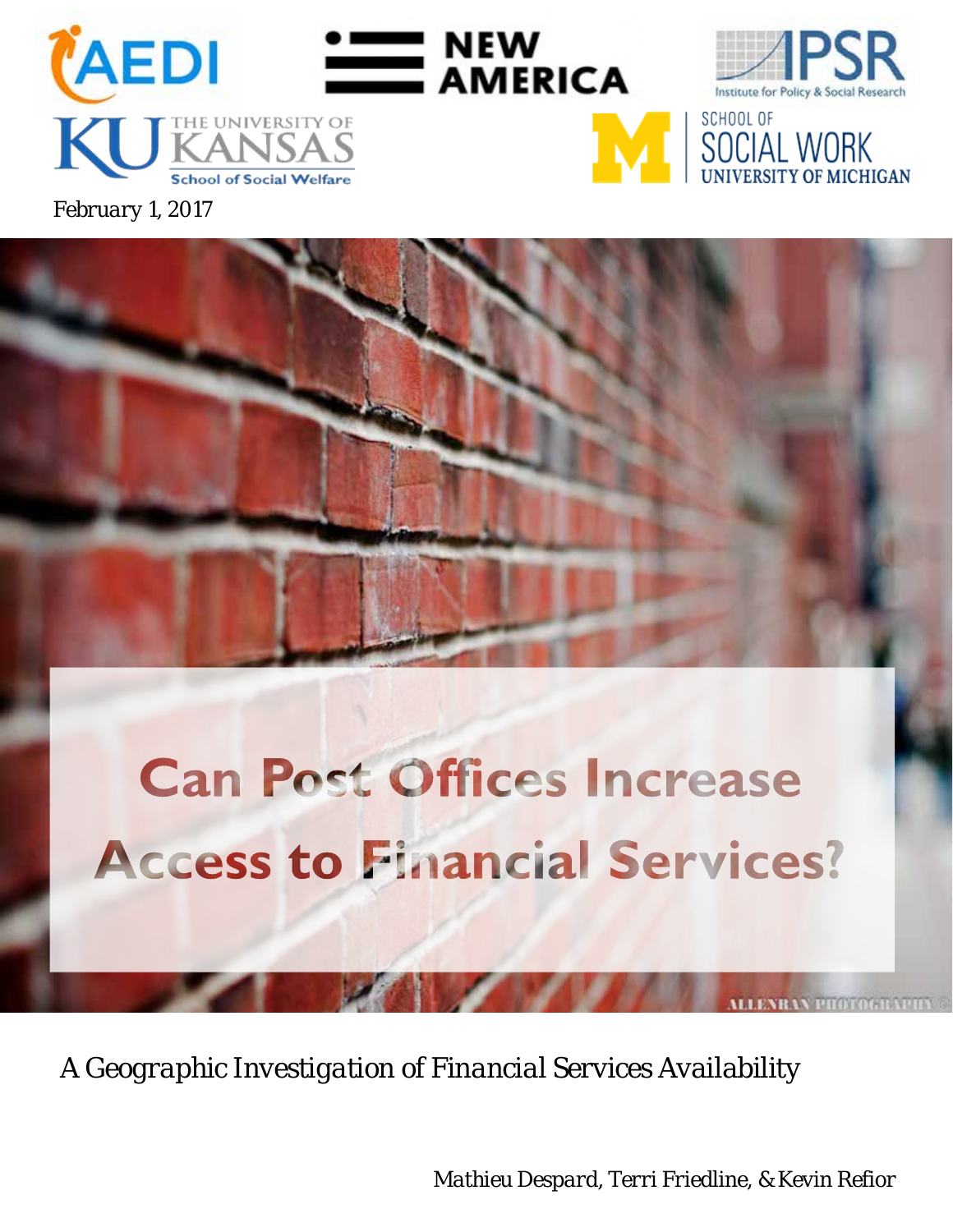February 1, 2017

# Can Post Offices Increase Access to Financial Services?

*A Geographic Investigation of Financial Services Availability*

*Mathieu Despard, Terri Friedline, & Kevin Refior*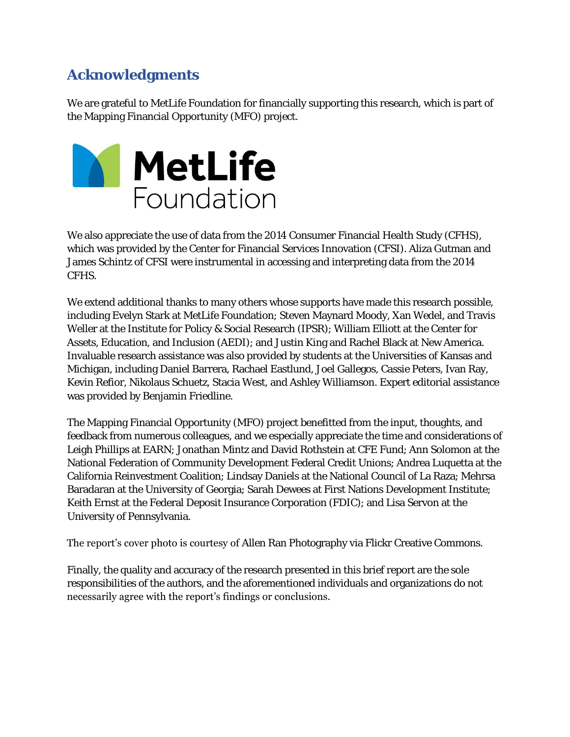## Acknowledgments

We are grateful to MetLife Foundation for financially supporting this research, which is part of the Mapping Financial Opportunity (MFO) project.

We also appreciate the use of data from the 2014 Consumer Financial Health Study (CFHS), which was provided by the Center for Financial Services Innovation (CFSI). Aliza Gutman and James Schintz of CFSI were instrumental in accessing and interpreting data from the 2014 CFHS.

We extend additional thanks to many others whose supports have made this research possible, including Evelyn Stark at MetLife Foundation; Steven Maynard Moody, Xan Wedel, and Travis Weller at the Institute for Policy & Social Research (IPSR); William Elliott at the Center for Assets, Education, and Inclusion (AEDI); and Justin King and Rachel Black at New America. Invaluable research assistance was also provided by students at the Universities of Kansas and Michigan, including Daniel Barrera, Rachael Eastlund, Joel Gallegos, Cassie Peters, Ivan Ray, Kevin Refior, Nikolaus Schuetz, Stacia West, and Ashley Williamson. Expert editorial assistance was provided by Benjamin Friedline.

The Mapping Financial Opportunity (MFO) project benefitted from the input, thoughts, and feedback from numerous colleagues, and we especially appreciate the time and considerations of Leigh Phillips at EARN; Jonathan Mintz and David Rothstein at CFE Fund; Ann Solomon at the National Federation of Community Development Federal Credit Unions; Andrea Luquetta at the California Reinvestment Coalition; Lindsay Daniels at the National Council of La Raza; Mehrsa Baradaran at the University of Georgia; Sarah Dewees at First Nations Development Institute; Keith Ernst at the Federal Deposit Insurance Corporation (FDIC); and Lisa Servon at the University of Pennsylvania.

The report's cover photo is courtesy of Allen Ran Photography via Flickr Creative Commons.

Finally, the quality and accuracy of the research presented in this brief report are the sole responsibilities of the authors, and the aforementioned individuals and organizations do not necessarily agree with the report's findings or conclusions.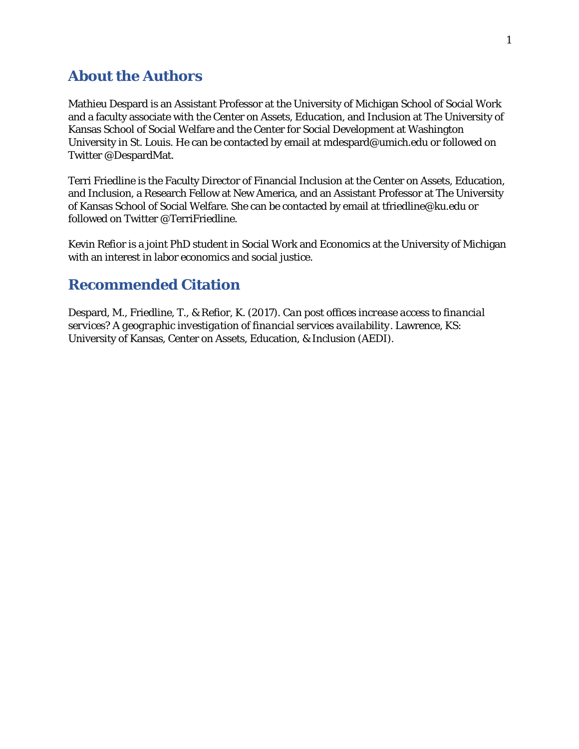## About the Authors

Mathieu Despard is an Assistant Professor at the University of Michigan School of Social Work and a faculty associate with the Center on Assets, Education, and Inclusion at The University of Kansas School of Social Welfare and the Center for Social Development at Washington University in St. Louis. He can be contacted by email at mdespard@umich.edu or followed on Twitter @DespardMat.

Terri Friedline is the Faculty Director of Financial Inclusion at the Center on Assets, Education, and Inclusion, a Research Fellow at New America, and an Assistant Professor at The University of Kansas School of Social Welfare. She can be contacted by email at tfriedline@ku.edu or followed on Twitter @TerriFriedline.

Kevin Refior is a joint PhD student in Social Work and Economics at the University of Michigan with an interest in labor economics and social justice.

## Recommended Citation

Despard, M., Friedline, T., & Refior, K. (2017). *Can post offices increase access to financial services? A geographic investigation of financial services availability*. Lawrence, KS: University of Kansas, Center on Assets, Education, & Inclusion (AEDI).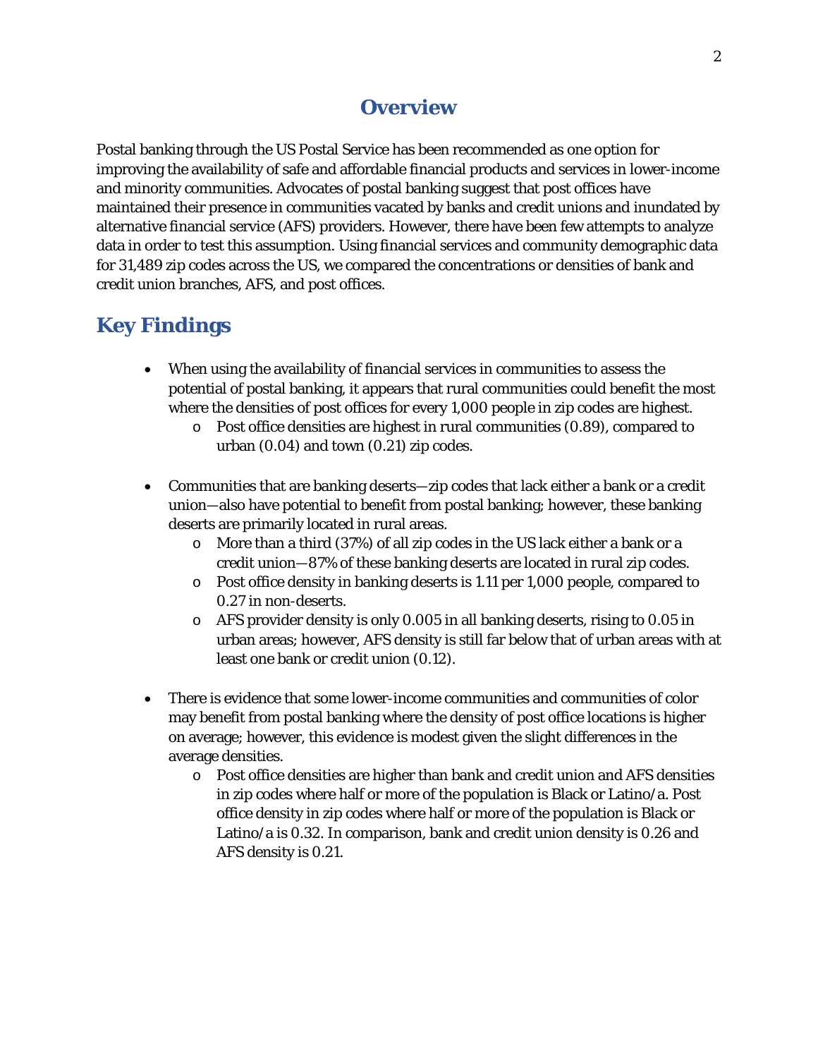## Overview

Postal banking through the US Postal Service has been recommended as one option for improving the availability of safe and affordable financial products and services in lower-income and minority communities. Advocates of postal banking suggest that post offices have maintained their presence in communities vacated by banks and credit unions and inundated by alternative financial service (AFS) providers. However, there have been few attempts to analyze data in order to test this assumption. Using financial services and community demographic data for 31,489 zip codes across the US, we compared the concentrations or densities of bank and credit union branches, AFS, and post offices.

## Key Findings

- When using the availability of financial services in communities to assess the potential of postal banking, it appears that rural communities could benefit the most where the densities of post offices for every 1,000 people in zip codes are highest.
    - Post office densities are highest in rural communities (0.89), compared to urban (0.04) and town (0.21) zip codes.

- Communities that are banking deserts—zip codes that lack either a bank or a credit union—also have potential to benefit from postal banking; however, these banking deserts are primarily located in rural areas.
    - More than a third (37%) of all zip codes in the US lack either a bank or a credit union—87% of these banking deserts are located in rural zip codes.
    - Post office density in banking deserts is 1.11 per 1,000 people, compared to 0.27 in non-deserts.
    - AFS provider density is only 0.005 in all banking deserts, rising to 0.05 in urban areas; however, AFS density is still far below that of urban areas with at least one bank or credit union (0.12).

- There is evidence that some lower-income communities and communities of color may benefit from postal banking where the density of post office locations is higher on average; however, this evidence is modest given the slight differences in the average densities.
    - Post office densities are higher than bank and credit union and AFS densities in zip codes where half or more of the population is Black or Latino/a. Post office density in zip codes where half or more of the population is Black or Latino/a is 0.32. In comparison, bank and credit union density is 0.26 and AFS density is 0.21.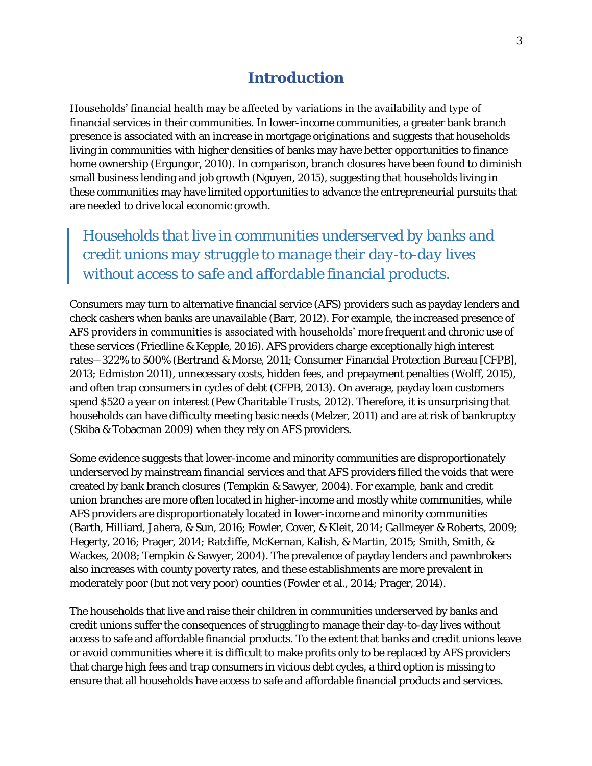# Introduction

Households' financial health may be affected by variations in the availability and type of financial services in their communities. In lower-income communities, a greater bank branch presence is associated with an increase in mortgage originations and suggests that households living in communities with higher densities of banks may have better opportunities to finance home ownership (Ergungor, 2010). In comparison, branch closures have been found to diminish small business lending and job growth (Nguyen, 2015), suggesting that households living in these communities may have limited opportunities to advance the entrepreneurial pursuits that are needed to drive local economic growth.

> *Households that live in communities underserved by banks and credit unions may struggle to manage their day-to-day lives without access to safe and affordable financial products.*

Consumers may turn to alternative financial service (AFS) providers such as payday lenders and check cashers when banks are unavailable (Barr, 2012). For example, the increased presence of AFS providers in communities is associated with households' more frequent and chronic use of these services (Friedline & Kepple, 2016). AFS providers charge exceptionally high interest rates—322% to 500% (Bertrand & Morse, 2011; Consumer Financial Protection Bureau [CFPB], 2013; Edmiston 2011), unnecessary costs, hidden fees, and prepayment penalties (Wolff, 2015), and often trap consumers in cycles of debt (CFPB, 2013). On average, payday loan customers spend $520 a year on interest (Pew Charitable Trusts, 2012). Therefore, it is unsurprising that households can have difficulty meeting basic needs (Melzer, 2011) and are at risk of bankruptcy (Skiba & Tobacman 2009) when they rely on AFS providers.

Some evidence suggests that lower-income and minority communities are disproportionately underserved by mainstream financial services and that AFS providers filled the voids that were created by bank branch closures (Tempkin & Sawyer, 2004). For example, bank and credit union branches are more often located in higher-income and mostly white communities, while AFS providers are disproportionately located in lower-income and minority communities (Barth, Hilliard, Jahera, & Sun, 2016; Fowler, Cover, & Kleit, 2014; Gallmeyer & Roberts, 2009; Hegerty, 2016; Prager, 2014; Ratcliffe, McKernan, Kalish, & Martin, 2015; Smith, Smith, & Wackes, 2008; Tempkin & Sawyer, 2004). The prevalence of payday lenders and pawnbrokers also increases with county poverty rates, and these establishments are more prevalent in moderately poor (but not very poor) counties (Fowler et al., 2014; Prager, 2014).

The households that live and raise their children in communities underserved by banks and credit unions suffer the consequences of struggling to manage their day-to-day lives without access to safe and affordable financial products. To the extent that banks and credit unions leave or avoid communities where it is difficult to make profits only to be replaced by AFS providers that charge high fees and trap consumers in vicious debt cycles, a third option is missing to ensure that all households have access to safe and affordable financial products and services.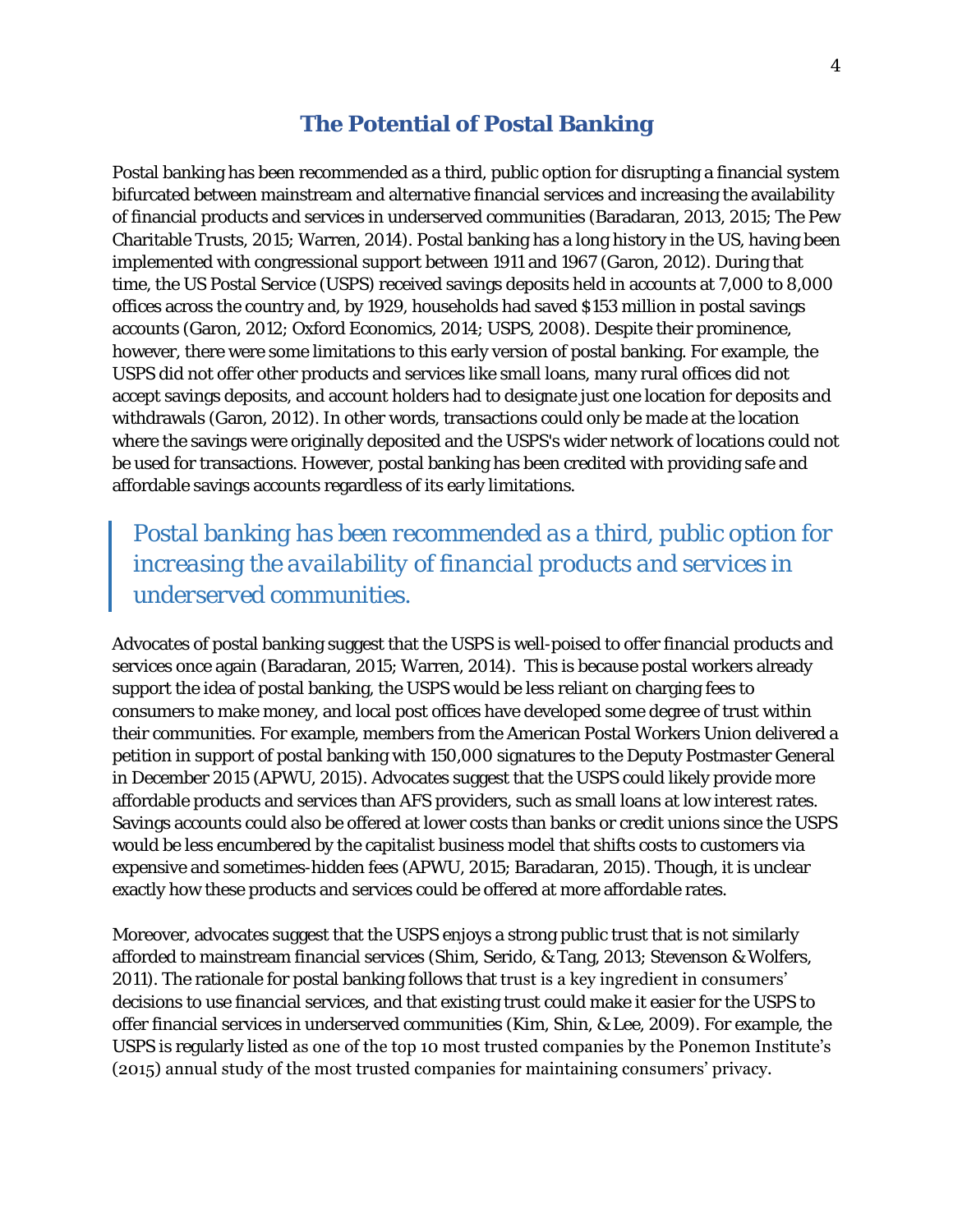## The Potential of Postal Banking

Postal banking has been recommended as a third, public option for disrupting a financial system bifurcated between mainstream and alternative financial services and increasing the availability of financial products and services in underserved communities (Baradaran, 2013, 2015; The Pew Charitable Trusts, 2015; Warren, 2014). Postal banking has a long history in the US, having been implemented with congressional support between 1911 and 1967 (Garon, 2012). During that time, the US Postal Service (USPS) received savings deposits held in accounts at 7,000 to 8,000 offices across the country and, by 1929, households had saved $153 million in postal savings accounts (Garon, 2012; Oxford Economics, 2014; USPS, 2008). Despite their prominence, however, there were some limitations to this early version of postal banking. For example, the USPS did not offer other products and services like small loans, many rural offices did not accept savings deposits, and account holders had to designate just one location for deposits and withdrawals (Garon, 2012). In other words, transactions could only be made at the location where the savings were originally deposited and the USPS's wider network of locations could not be used for transactions. However, postal banking has been credited with providing safe and affordable savings accounts regardless of its early limitations.

> *Postal banking has been recommended as a third, public option for increasing the availability of financial products and services in underserved communities.*

Advocates of postal banking suggest that the USPS is well-poised to offer financial products and services once again (Baradaran, 2015; Warren, 2014). This is because postal workers already support the idea of postal banking, the USPS would be less reliant on charging fees to consumers to make money, and local post offices have developed some degree of trust within their communities. For example, members from the American Postal Workers Union delivered a petition in support of postal banking with 150,000 signatures to the Deputy Postmaster General in December 2015 (APWU, 2015). Advocates suggest that the USPS could likely provide more affordable products and services than AFS providers, such as small loans at low interest rates. Savings accounts could also be offered at lower costs than banks or credit unions since the USPS would be less encumbered by the capitalist business model that shifts costs to customers via expensive and sometimes-hidden fees (APWU, 2015; Baradaran, 2015). Though, it is unclear exactly how these products and services could be offered at more affordable rates.

Moreover, advocates suggest that the USPS enjoys a strong public trust that is not similarly afforded to mainstream financial services (Shim, Serido, & Tang, 2013; Stevenson & Wolfers, 2011). The rationale for postal banking follows that trust is a key ingredient in consumers' decisions to use financial services, and that existing trust could make it easier for the USPS to offer financial services in underserved communities (Kim, Shin, & Lee, 2009). For example, the USPS is regularly listed as one of the top 10 most trusted companies by the Ponemon Institute's (2015) annual study of the most trusted companies for maintaining consumers' privacy.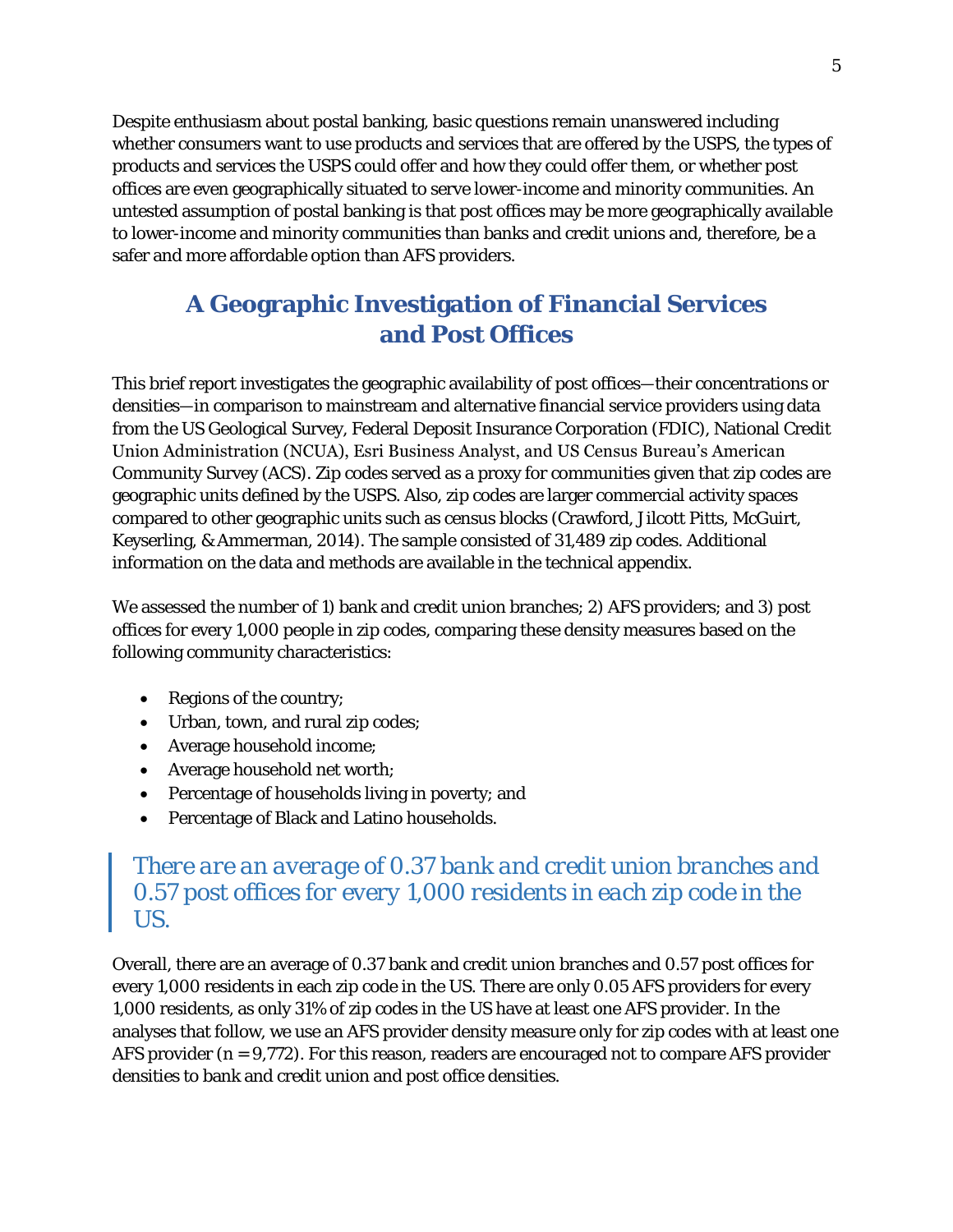Despite enthusiasm about postal banking, basic questions remain unanswered including whether consumers want to use products and services that are offered by the USPS, the types of products and services the USPS could offer and how they could offer them, or whether post offices are even geographically situated to serve lower-income and minority communities. An untested assumption of postal banking is that post offices may be more geographically available to lower-income and minority communities than banks and credit unions and, therefore, be a safer and more affordable option than AFS providers.

## A Geographic Investigation of Financial Services and Post Offices

This brief report investigates the geographic availability of post offices—their concentrations or densities—in comparison to mainstream and alternative financial service providers using data from the US Geological Survey, Federal Deposit Insurance Corporation (FDIC), National Credit Union Administration (NCUA), Esri Business Analyst, and US Census Bureau's American Community Survey (ACS). Zip codes served as a proxy for communities given that zip codes are geographic units defined by the USPS. Also, zip codes are larger commercial activity spaces compared to other geographic units such as census blocks (Crawford, Jilcott Pitts, McGuirt, Keyserling, & Ammerman, 2014). The sample consisted of 31,489 zip codes. Additional information on the data and methods are available in the technical appendix.

We assessed the number of 1) bank and credit union branches; 2) AFS providers; and 3) post offices for every 1,000 people in zip codes, comparing these density measures based on the following community characteristics:

- Regions of the country;
- Urban, town, and rural zip codes;
- Average household income;
- Average household net worth;
- Percentage of households living in poverty; and
- Percentage of Black and Latino households.

> *There are an average of 0.37 bank and credit union branches and 0.57 post offices for every 1,000 residents in each zip code in the US.*

Overall, there are an average of 0.37 bank and credit union branches and 0.57 post offices for every 1,000 residents in each zip code in the US. There are only 0.05 AFS providers for every 1,000 residents, as only 31% of zip codes in the US have at least one AFS provider. In the analyses that follow, we use an AFS provider density measure only for zip codes with at least one AFS provider (n = 9,772). For this reason, readers are encouraged not to compare AFS provider densities to bank and credit union and post office densities.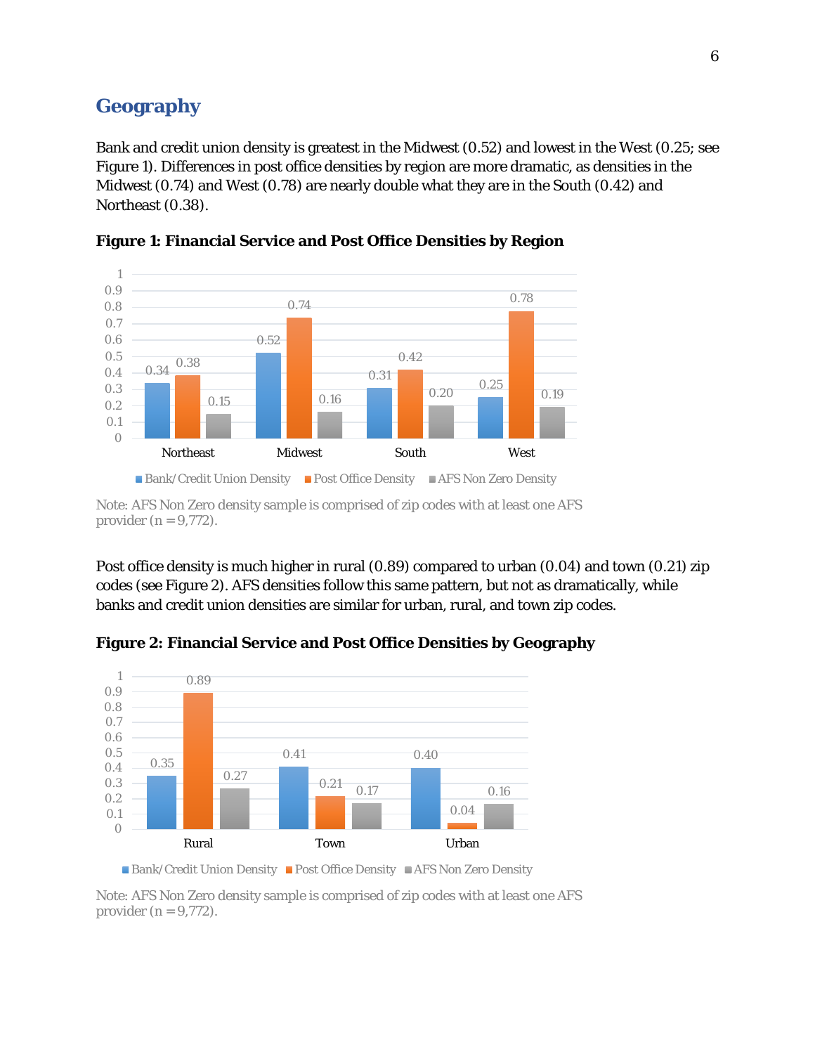## Geography

Bank and credit union density is greatest in the Midwest (0.52) and lowest in the West (0.25; see Figure 1). Differences in post office densities by region are more dramatic, as densities in the Midwest (0.74) and West (0.78) are nearly double what they are in the South (0.42) and Northeast (0.38).

**Figure 1: Financial Service and Post Office Densities by Region**

| Region | Bank/Credit Union Density | Post Office Density | AFS Non Zero Density |
|---|---|---|---|
| Northeast | 0.34 | 0.38 | 0.15 |
| Midwest | 0.52 | 0.74 | 0.16 |
| South | 0.31 | 0.42 | 0.20 |
| West | 0.25 | 0.78 | 0.19 |

Note: AFS Non Zero density sample is comprised of zip codes with at least one AFS provider (n = 9,772).

Post office density is much higher in rural (0.89) compared to urban (0.04) and town (0.21) zip codes (see Figure 2). AFS densities follow this same pattern, but not as dramatically, while banks and credit union densities are similar for urban, rural, and town zip codes.

**Figure 2: Financial Service and Post Office Densities by Geography**

| Geography | Bank/Credit Union Density | Post Office Density | AFS Non Zero Density |
|---|---|---|---|
| Rural | 0.35 | 0.89 | 0.27 |
| Town | 0.41 | 0.21 | 0.17 |
| Urban | 0.40 | 0.04 | 0.16 |

Note: AFS Non Zero density sample is comprised of zip codes with at least one AFS provider (n = 9,772).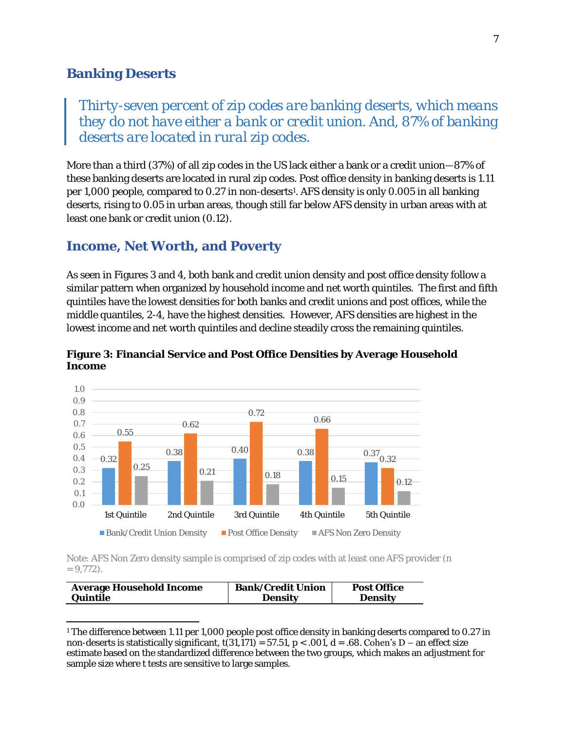## Banking Deserts

> *Thirty-seven percent of zip codes are banking deserts, which means they do not have either a bank or credit union. And, 87% of banking deserts are located in rural zip codes.*

More than a third (37%) of all zip codes in the US lack either a bank or a credit union—87% of these banking deserts are located in rural zip codes. Post office density in banking deserts is 1.11 per 1,000 people, compared to 0.27 in non-deserts[1]. AFS density is only 0.005 in all banking deserts, rising to 0.05 in urban areas, though still far below AFS density in urban areas with at least one bank or credit union (0.12).

## Income, Net Worth, and Poverty

As seen in Figures 3 and 4, both bank and credit union density and post office density follow a similar pattern when organized by household income and net worth quintiles. The first and fifth quintiles have the lowest densities for both banks and credit unions and post offices, while the middle quantiles, 2-4, have the highest densities. However, AFS densities are highest in the lowest income and net worth quintiles and decline steadily cross the remaining quintiles.

**Figure 3: Financial Service and Post Office Densities by Average Household Income**

| | Bank/Credit Union Density | Post Office Density | AFS Non Zero Density |
|---|---|---|---|
| 1st Quintile | 0.32 | 0.55 | 0.25 |
| 2nd Quintile | 0.38 | 0.62 | 0.21 |
| 3rd Quintile | 0.40 | 0.72 | 0.18 |
| 4th Quintile | 0.38 | 0.66 | 0.15 |
| 5th Quintile | 0.37 | 0.32 | 0.12 |

Note: AFS Non Zero density sample is comprised of zip codes with at least one AFS provider (n = 9,772).

| Average Household Income Quintile | Bank/Credit Union Density | Post Office Density |
|---|---|---|

[1] The difference between 1.11 per 1,000 people post office density in banking deserts compared to 0.27 in non-deserts is statistically significant, $t(31,171) = 57.51$, $p < .001$, $d = .68$. Cohen's D – an effect size estimate based on the standardized difference between the two groups, which makes an adjustment for sample size where t tests are sensitive to large samples.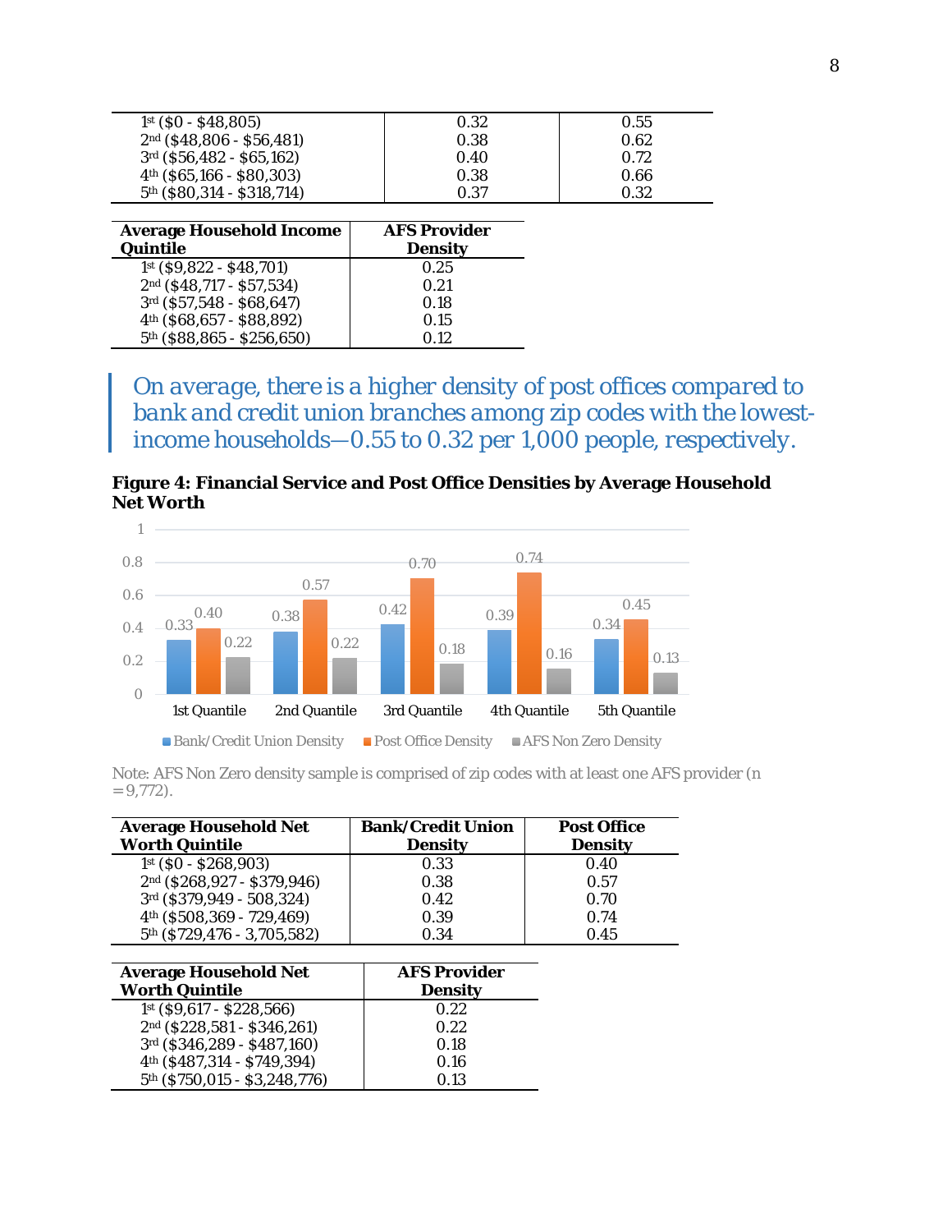| | | |
|---|---|---|
| 1st ($0 - $48,805) | 0.32 | 0.55 |
| 2nd ($48,806 - $56,481) | 0.38 | 0.62 |
| 3rd ($56,482 - $65,162) | 0.40 | 0.72 |
| 4th ($65,166 - $80,303) | 0.38 | 0.66 |
| 5th ($80,314 - $318,714) | 0.37 | 0.32 |

| Average Household Income Quintile | AFS Provider Density |
|---|---|
| 1st ($9,822 - $48,701) | 0.25 |
| 2nd ($48,717 - $57,534) | 0.21 |
| 3rd ($57,548 - $68,647) | 0.18 |
| 4th ($68,657 - $88,892) | 0.15 |
| 5th ($88,865 - $256,650) | 0.12 |

> *On average, there is a higher density of post offices compared to bank and credit union branches among zip codes with the lowest-income households—0.55 to 0.32 per 1,000 people, respectively.*

**Figure 4: Financial Service and Post Office Densities by Average Household Net Worth**

| | 1st Quantile | 2nd Quantile | 3rd Quantile | 4th Quantile | 5th Quantile |
|---|---|---|---|---|---|
| Bank/Credit Union Density | 0.33 | 0.38 | 0.42 | 0.39 | 0.34 |
| Post Office Density | 0.40 | 0.57 | 0.70 | 0.74 | 0.45 |
| AFS Non Zero Density | 0.22 | 0.22 | 0.18 | 0.16 | 0.13 |

Note: AFS Non Zero density sample is comprised of zip codes with at least one AFS provider (n =9,772).

| Average Household Net Worth Quintile | Bank/Credit Union Density | Post Office Density |
|---|---|---|
| 1st ($0 - $268,903) | 0.33 | 0.40 |
| 2nd ($268,927 - $379,946) | 0.38 | 0.57 |
| 3rd ($379,949 - 508,324) | 0.42 | 0.70 |
| 4th ($508,369 - 729,469) | 0.39 | 0.74 |
| 5th ($729,476 - 3,705,582) | 0.34 | 0.45 |

| Average Household Net Worth Quintile | AFS Provider Density |
|---|---|
| 1st ($9,617 - $228,566) | 0.22 |
| 2nd ($228,581 - $346,261) | 0.22 |
| 3rd ($346,289 - $487,160) | 0.18 |
| 4th ($487,314 - $749,394) | 0.16 |
| 5th ($750,015 - $3,248,776) | 0.13 |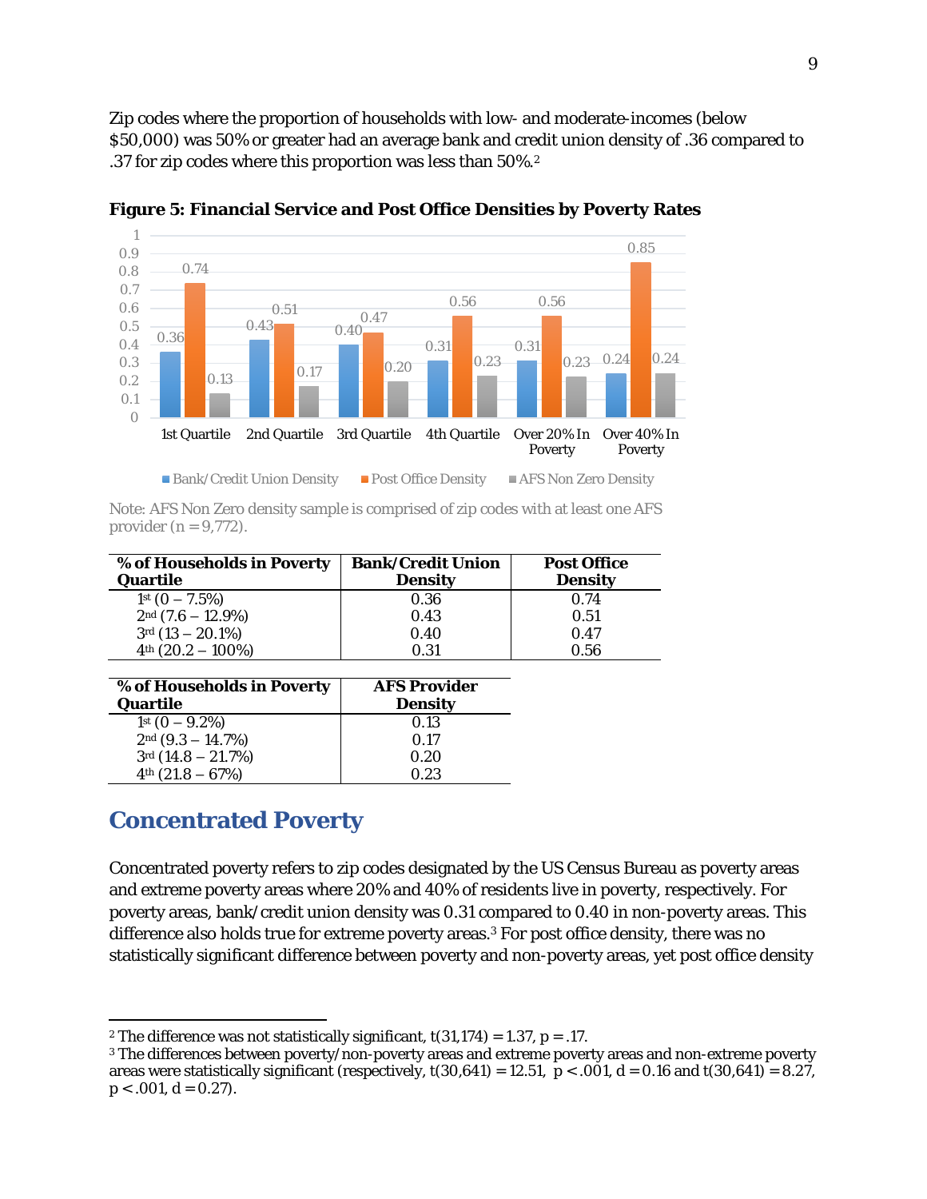Zip codes where the proportion of households with low- and moderate-incomes (below $50,000) was 50% or greater had an average bank and credit union density of .36 compared to .37 for zip codes where this proportion was less than 50%.[2]

**Figure 5: Financial Service and Post Office Densities by Poverty Rates**

| | Bank/Credit Union Density | Post Office Density | AFS Non Zero Density |
|---|---|---|---|
| 1st Quartile | 0.36 | 0.74 | 0.13 |
| 2nd Quartile | 0.43 | 0.51 | 0.17 |
| 3rd Quartile | 0.40 | 0.47 | 0.20 |
| 4th Quartile | 0.31 | 0.56 | 0.23 |
| Over 20% In Poverty | 0.31 | 0.56 | 0.23 |
| Over 40% In Poverty | 0.24 | 0.85 | 0.24 |

Note: AFS Non Zero density sample is comprised of zip codes with at least one AFS provider (n = 9,772).

| % of Households in Poverty Quartile | Bank/Credit Union Density | Post Office Density |
|---|---|---|
| 1st (0 – 7.5%) | 0.36 | 0.74 |
| 2nd (7.6 – 12.9%) | 0.43 | 0.51 |
| 3rd (13 – 20.1%) | 0.40 | 0.47 |
| 4th (20.2 – 100%) | 0.31 | 0.56 |

| % of Households in Poverty Quartile | AFS Provider Density |
|---|---|
| 1st (0 – 9.2%) | 0.13 |
| 2nd (9.3 – 14.7%) | 0.17 |
| 3rd (14.8 – 21.7%) | 0.20 |
| 4th (21.8 – 67%) | 0.23 |

## Concentrated Poverty

Concentrated poverty refers to zip codes designated by the US Census Bureau as poverty areas and extreme poverty areas where 20% and 40% of residents live in poverty, respectively. For poverty areas, bank/credit union density was 0.31 compared to 0.40 in non-poverty areas. This difference also holds true for extreme poverty areas.[3] For post office density, there was no statistically significant difference between poverty and non-poverty areas, yet post office density

---

[2] The difference was not statistically significant, $t(31{,}174) = 1.37$, $p = .17$.

[3] The differences between poverty/non-poverty areas and extreme poverty areas and non-extreme poverty areas were statistically significant (respectively, $t(30{,}641) = 12.51$, $p < .001$, $d = 0.16$ and $t(30{,}641) = 8.27$, $p < .001$, $d = 0.27$).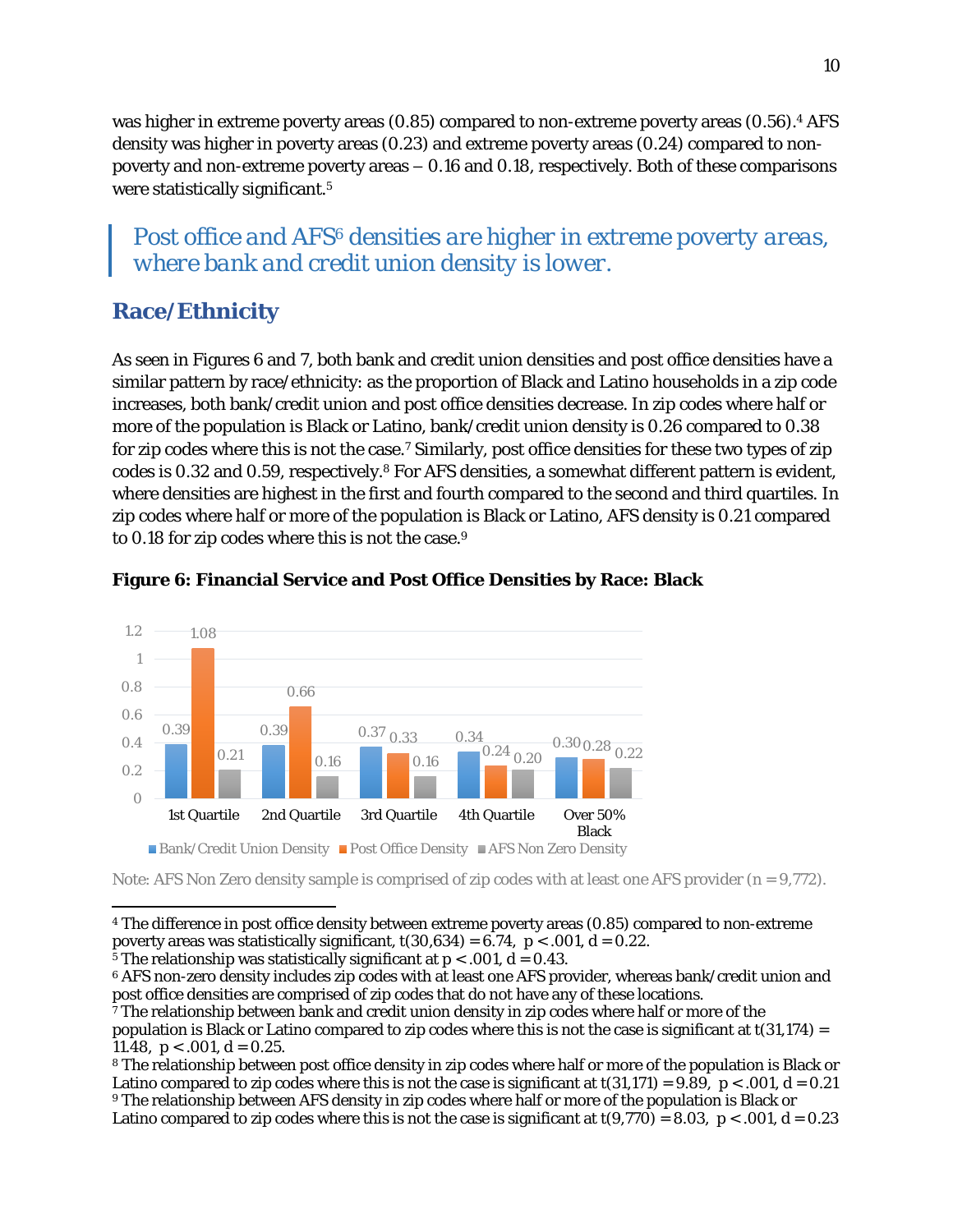was higher in extreme poverty areas (0.85) compared to non-extreme poverty areas (0.56).[4] AFS density was higher in poverty areas (0.23) and extreme poverty areas (0.24) compared to non-poverty and non-extreme poverty areas – 0.16 and 0.18, respectively. Both of these comparisons were statistically significant.[5]

> *Post office and AFS[6] densities are higher in extreme poverty areas, where bank and credit union density is lower.*

## Race/Ethnicity

As seen in Figures 6 and 7, both bank and credit union densities and post office densities have a similar pattern by race/ethnicity: as the proportion of Black and Latino households in a zip code increases, both bank/credit union and post office densities decrease. In zip codes where half or more of the population is Black or Latino, bank/credit union density is 0.26 compared to 0.38 for zip codes where this is not the case.[7] Similarly, post office densities for these two types of zip codes is 0.32 and 0.59, respectively.[8] For AFS densities, a somewhat different pattern is evident, where densities are highest in the first and fourth compared to the second and third quartiles. In zip codes where half or more of the population is Black or Latino, AFS density is 0.21 compared to 0.18 for zip codes where this is not the case.[9]

**Figure 6: Financial Service and Post Office Densities by Race: Black**

| | Bank/Credit Union Density | Post Office Density | AFS Non Zero Density |
|---|---|---|---|
| 1st Quartile | 0.39 | 1.08 | 0.21 |
| 2nd Quartile | 0.39 | 0.66 | 0.16 |
| 3rd Quartile | 0.37 | 0.33 | 0.16 |
| 4th Quartile | 0.34 | 0.24 | 0.20 |
| Over 50% Black | 0.30 | 0.28 | 0.22 |

Note: AFS Non Zero density sample is comprised of zip codes with at least one AFS provider (n = 9,772).

---

[4] The difference in post office density between extreme poverty areas (0.85) compared to non-extreme poverty areas was statistically significant, $t(30{,}634) = 6.74$, $p < .001$, $d = 0.22$.

[5] The relationship was statistically significant at $p < .001$, $d = 0.43$.

[6] AFS non-zero density includes zip codes with at least one AFS provider, whereas bank/credit union and post office densities are comprised of zip codes that do not have any of these locations.

[7] The relationship between bank and credit union density in zip codes where half or more of the population is Black or Latino compared to zip codes where this is not the case is significant at $t(31{,}174) = 11.48$, $p < .001$, $d = 0.25$.

[8] The relationship between post office density in zip codes where half or more of the population is Black or Latino compared to zip codes where this is not the case is significant at $t(31{,}171) = 9.89$, $p < .001$, $d = 0.21$

[9] The relationship between AFS density in zip codes where half or more of the population is Black or Latino compared to zip codes where this is not the case is significant at $t(9{,}770) = 8.03$, $p < .001$, $d = 0.23$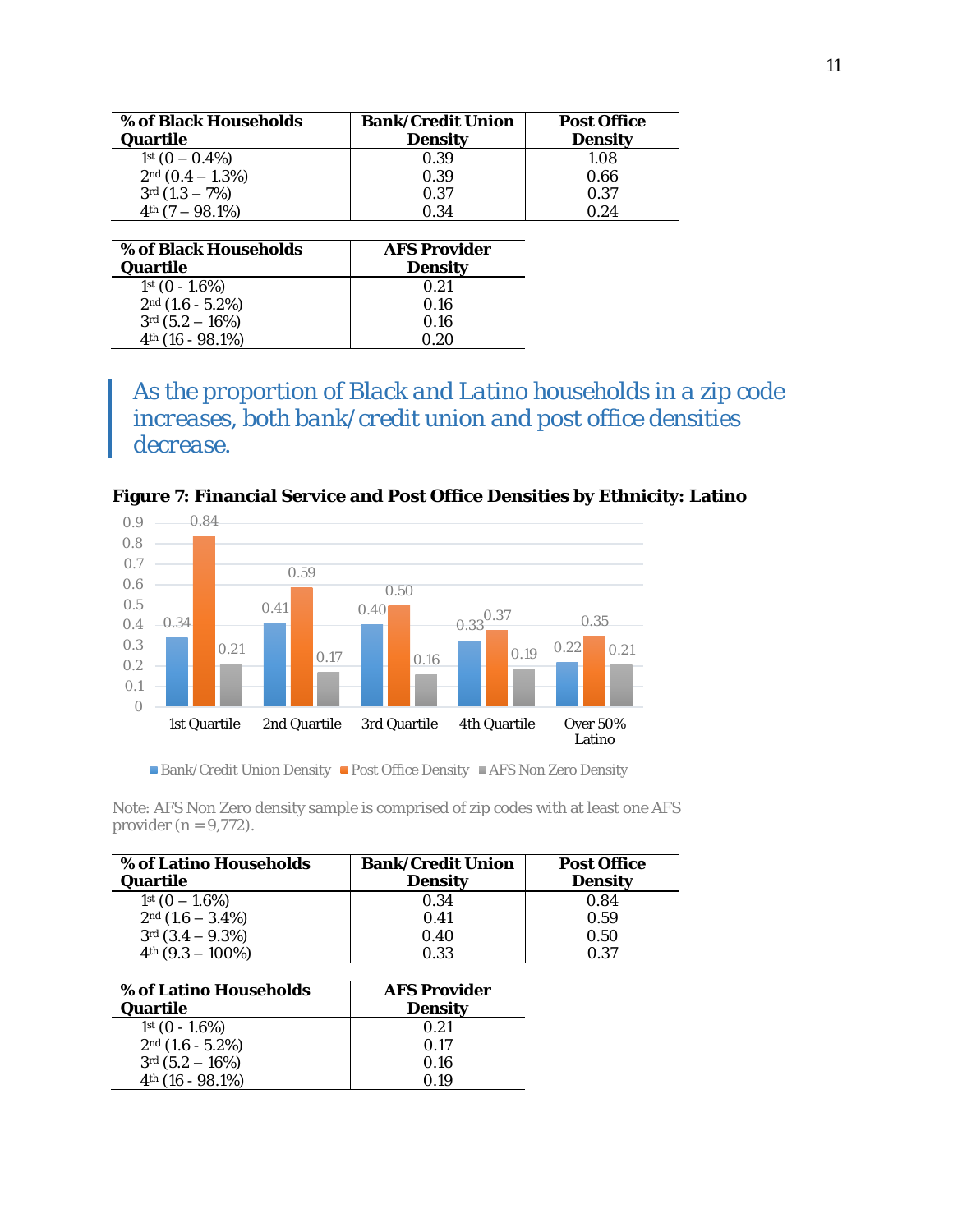| % of Black Households Quartile | Bank/Credit Union Density | Post Office Density |
|---|---|---|
| 1st (0 – 0.4%) | 0.39 | 1.08 |
| 2nd (0.4 – 1.3%) | 0.39 | 0.66 |
| 3rd (1.3 – 7%) | 0.37 | 0.37 |
| 4th (7 – 98.1%) | 0.34 | 0.24 |

| % of Black Households Quartile | AFS Provider Density |
|---|---|
| 1st (0 - 1.6%) | 0.21 |
| 2nd (1.6 - 5.2%) | 0.16 |
| 3rd (5.2 – 16%) | 0.16 |
| 4th (16 - 98.1%) | 0.20 |

> *As the proportion of Black and Latino households in a zip code increases, both bank/credit union and post office densities decrease.*

**Figure 7: Financial Service and Post Office Densities by Ethnicity: Latino**

| | Bank/Credit Union Density | Post Office Density | AFS Non Zero Density |
|---|---|---|---|
| 1st Quartile | 0.34 | 0.84 | 0.21 |
| 2nd Quartile | 0.41 | 0.59 | 0.17 |
| 3rd Quartile | 0.40 | 0.50 | 0.16 |
| 4th Quartile | 0.33 | 0.37 | 0.19 |
| Over 50% Latino | 0.22 | 0.35 | 0.21 |

Note: AFS Non Zero density sample is comprised of zip codes with at least one AFS provider (n = 9,772).

| % of Latino Households Quartile | Bank/Credit Union Density | Post Office Density |
|---|---|---|
| 1st (0 – 1.6%) | 0.34 | 0.84 |
| 2nd (1.6 – 3.4%) | 0.41 | 0.59 |
| 3rd (3.4 – 9.3%) | 0.40 | 0.50 |
| 4th (9.3 – 100%) | 0.33 | 0.37 |

| % of Latino Households Quartile | AFS Provider Density |
|---|---|
| 1st (0 - 1.6%) | 0.21 |
| 2nd (1.6 - 5.2%) | 0.17 |
| 3rd (5.2 – 16%) | 0.16 |
| 4th (16 - 98.1%) | 0.19 |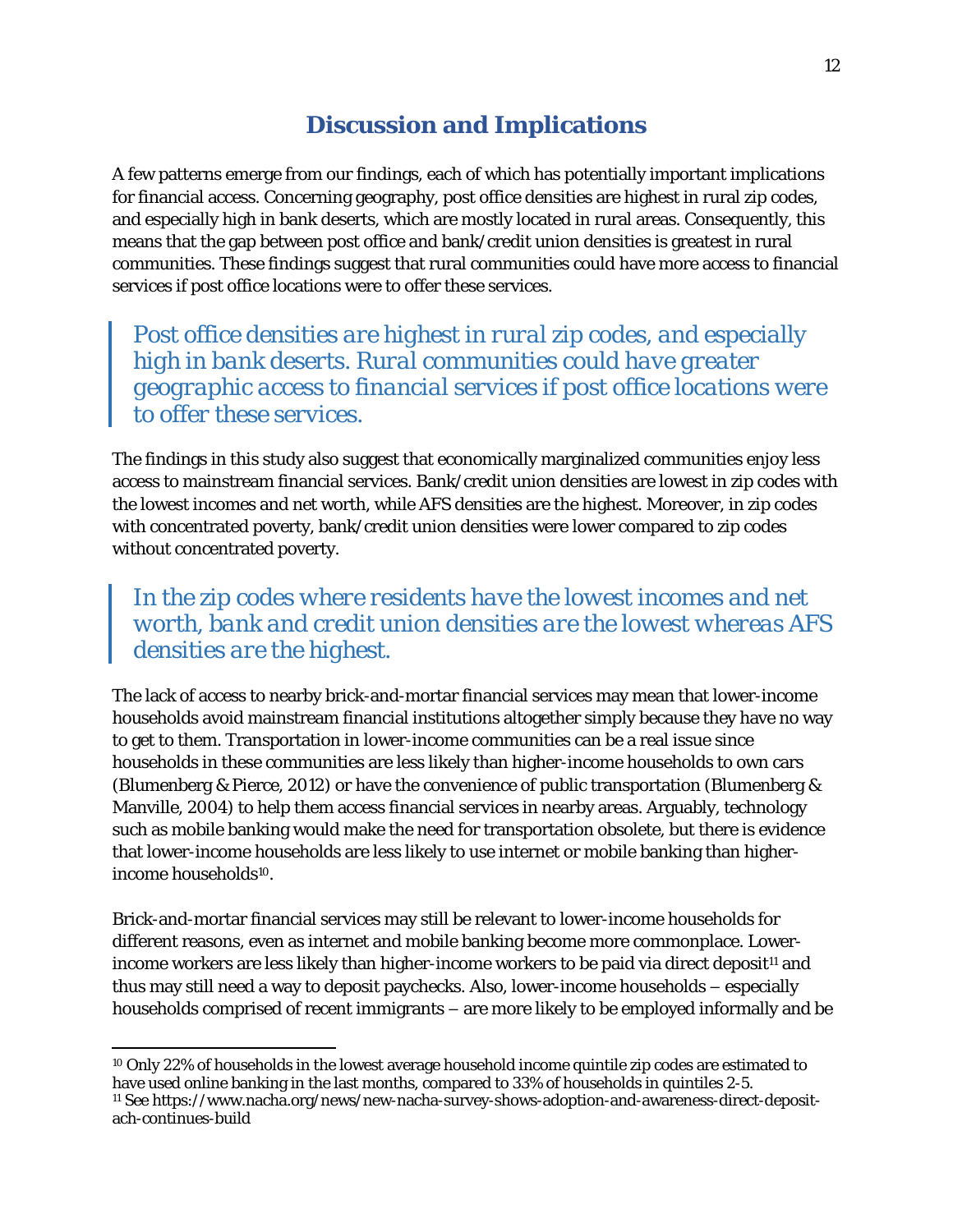## Discussion and Implications

A few patterns emerge from our findings, each of which has potentially important implications for financial access. Concerning geography, post office densities are highest in rural zip codes, and especially high in bank deserts, which are mostly located in rural areas. Consequently, this means that the gap between post office and bank/credit union densities is greatest in rural communities. These findings suggest that rural communities could have more access to financial services if post office locations were to offer these services.

> *Post office densities are highest in rural zip codes, and especially high in bank deserts. Rural communities could have greater geographic access to financial services if post office locations were to offer these services.*

The findings in this study also suggest that economically marginalized communities enjoy less access to mainstream financial services. Bank/credit union densities are lowest in zip codes with the lowest incomes and net worth, while AFS densities are the highest. Moreover, in zip codes with concentrated poverty, bank/credit union densities were lower compared to zip codes without concentrated poverty.

> *In the zip codes where residents have the lowest incomes and net worth, bank and credit union densities are the lowest whereas AFS densities are the highest.*

The lack of access to nearby brick-and-mortar financial services may mean that lower-income households avoid mainstream financial institutions altogether simply because they have no way to get to them. Transportation in lower-income communities can be a real issue since households in these communities are less likely than higher-income households to own cars (Blumenberg & Pierce, 2012) or have the convenience of public transportation (Blumenberg & Manville, 2004) to help them access financial services in nearby areas. Arguably, technology such as mobile banking would make the need for transportation obsolete, but there is evidence that lower-income households are less likely to use internet or mobile banking than higher-income households[10].

Brick-and-mortar financial services may still be relevant to lower-income households for different reasons, even as internet and mobile banking become more commonplace. Lower-income workers are less likely than higher-income workers to be paid via direct deposit[11] and thus may still need a way to deposit paychecks. Also, lower-income households – especially households comprised of recent immigrants – are more likely to be employed informally and be

---

[10] Only 22% of households in the lowest average household income quintile zip codes are estimated to have used online banking in the last months, compared to 33% of households in quintiles 2-5.

[11] See https://www.nacha.org/news/new-nacha-survey-shows-adoption-and-awareness-direct-deposit-ach-continues-build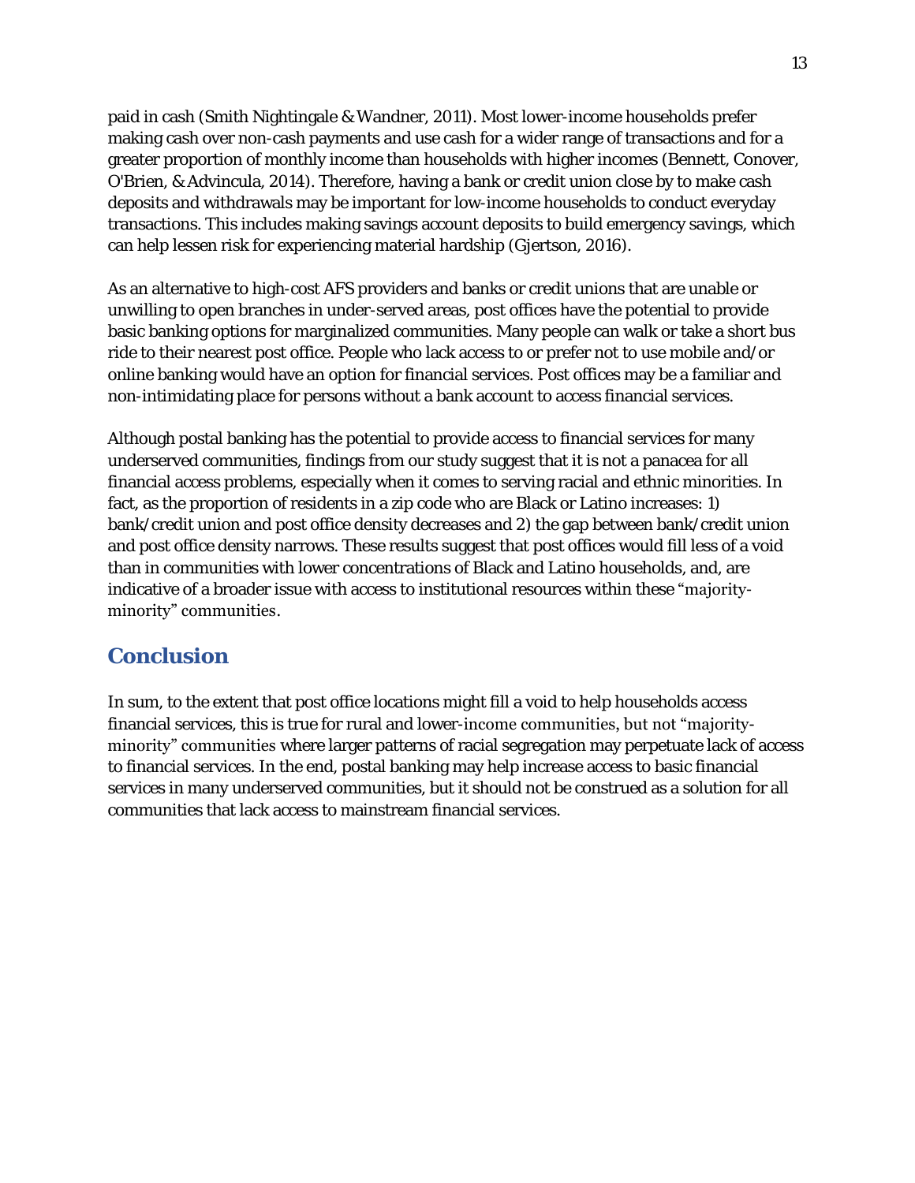paid in cash (Smith Nightingale & Wandner, 2011). Most lower-income households prefer making cash over non-cash payments and use cash for a wider range of transactions and for a greater proportion of monthly income than households with higher incomes (Bennett, Conover, O'Brien, & Advincula, 2014). Therefore, having a bank or credit union close by to make cash deposits and withdrawals may be important for low-income households to conduct everyday transactions. This includes making savings account deposits to build emergency savings, which can help lessen risk for experiencing material hardship (Gjertson, 2016).

As an alternative to high-cost AFS providers and banks or credit unions that are unable or unwilling to open branches in under-served areas, post offices have the potential to provide basic banking options for marginalized communities. Many people can walk or take a short bus ride to their nearest post office. People who lack access to or prefer not to use mobile and/or online banking would have an option for financial services. Post offices may be a familiar and non-intimidating place for persons without a bank account to access financial services.

Although postal banking has the potential to provide access to financial services for many underserved communities, findings from our study suggest that it is not a panacea for all financial access problems, especially when it comes to serving racial and ethnic minorities. In fact, as the proportion of residents in a zip code who are Black or Latino increases: 1) bank/credit union and post office density decreases and 2) the gap between bank/credit union and post office density narrows. These results suggest that post offices would fill less of a void than in communities with lower concentrations of Black and Latino households, and, are indicative of a broader issue with access to institutional resources within these "majority-minority" communities.

## Conclusion

In sum, to the extent that post office locations might fill a void to help households access financial services, this is true for rural and lower-income communities, but not "majority-minority" communities where larger patterns of racial segregation may perpetuate lack of access to financial services. In the end, postal banking may help increase access to basic financial services in many underserved communities, but it should not be construed as a solution for all communities that lack access to mainstream financial services.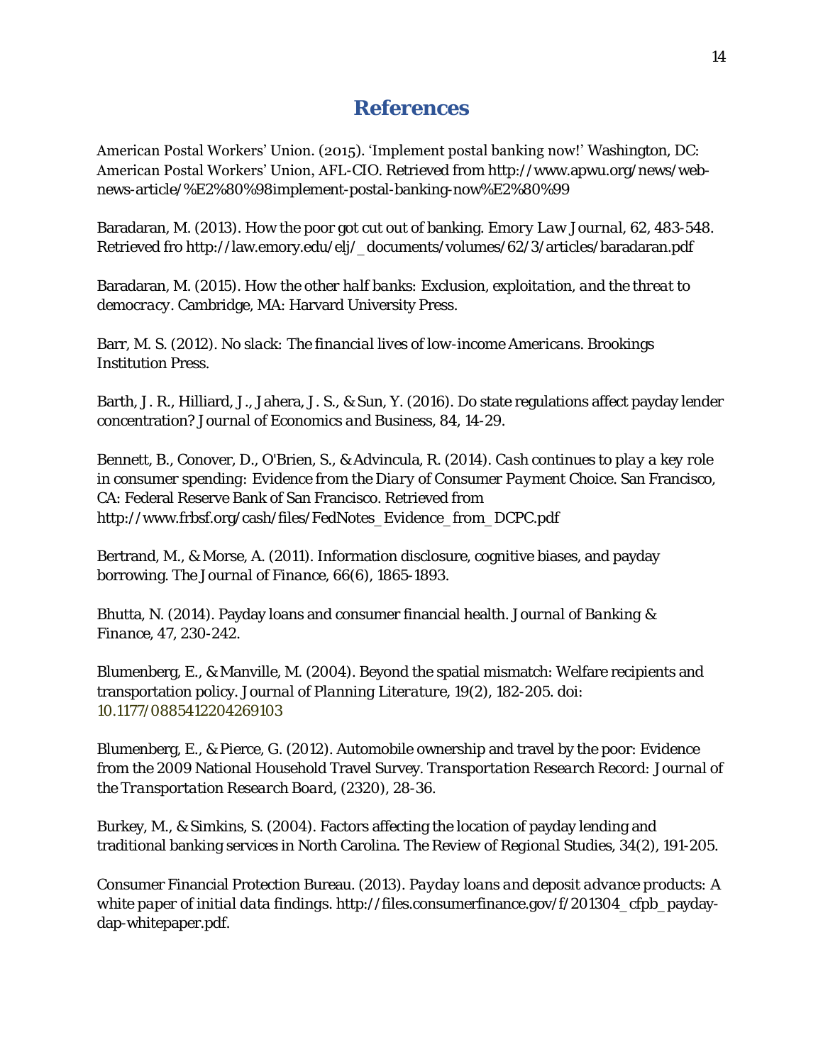# References

American Postal Workers' Union. (2015). 'Implement postal banking now!' Washington, DC: American Postal Workers' Union, AFL-CIO. Retrieved from http://www.apwu.org/news/web-news-article/%E2%80%98implement-postal-banking-now%E2%80%99

Baradaran, M. (2013). How the poor got cut out of banking. *Emory Law Journal*, 62, 483-548. Retrieved fro http://law.emory.edu/elj/_documents/volumes/62/3/articles/baradaran.pdf

Baradaran, M. (2015). *How the other half banks: Exclusion, exploitation, and the threat to democracy*. Cambridge, MA: Harvard University Press.

Barr, M. S. (2012). *No slack: The financial lives of low-income Americans*. Brookings Institution Press.

Barth, J. R., Hilliard, J., Jahera, J. S., & Sun, Y. (2016). Do state regulations affect payday lender concentration? *Journal of Economics and Business*, 84, 14-29.

Bennett, B., Conover, D., O'Brien, S., & Advincula, R. (2014). *Cash continues to play a key role in consumer spending: Evidence from the Diary of Consumer Payment Choice*. San Francisco, CA: Federal Reserve Bank of San Francisco. Retrieved from http://www.frbsf.org/cash/files/FedNotes_Evidence_from_DCPC.pdf

Bertrand, M., & Morse, A. (2011). Information disclosure, cognitive biases, and payday borrowing. *The Journal of Finance*, 66(6), 1865-1893.

Bhutta, N. (2014). Payday loans and consumer financial health. *Journal of Banking & Finance*, 47, 230-242.

Blumenberg, E., & Manville, M. (2004). Beyond the spatial mismatch: Welfare recipients and transportation policy. *Journal of Planning Literature*, 19(2), 182-205. doi: 10.1177/0885412204269103

Blumenberg, E., & Pierce, G. (2012). Automobile ownership and travel by the poor: Evidence from the 2009 National Household Travel Survey. *Transportation Research Record: Journal of the Transportation Research Board*, (2320), 28-36.

Burkey, M., & Simkins, S. (2004). Factors affecting the location of payday lending and traditional banking services in North Carolina. *The Review of Regional Studies*, 34(2), 191-205.

Consumer Financial Protection Bureau. (2013). *Payday loans and deposit advance products: A white paper of initial data findings*. http://files.consumerfinance.gov/f/201304_cfpb_payday-dap-whitepaper.pdf.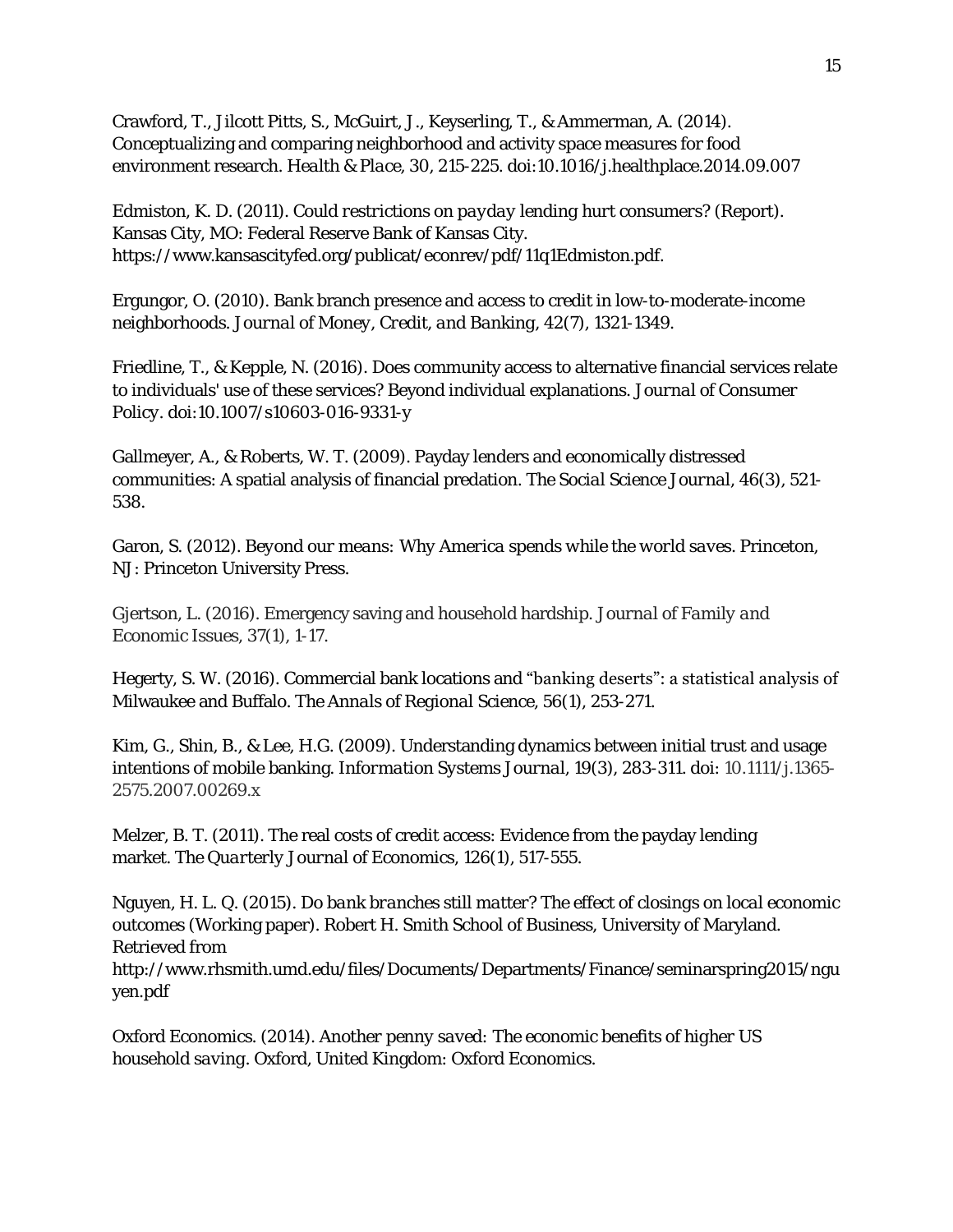Crawford, T., Jilcott Pitts, S., McGuirt, J., Keyserling, T., & Ammerman, A. (2014). Conceptualizing and comparing neighborhood and activity space measures for food environment research. *Health & Place*, *30*, 215-225. doi:10.1016/j.healthplace.2014.09.007

Edmiston, K. D. (2011). *Could restrictions on payday lending hurt consumers?* (Report). Kansas City, MO: Federal Reserve Bank of Kansas City. https://www.kansascityfed.org/publicat/econrev/pdf/11q1Edmiston.pdf.

Ergungor, O. (2010). Bank branch presence and access to credit in low-to-moderate-income neighborhoods. *Journal of Money, Credit, and Banking*, *42*(7), 1321-1349.

Friedline, T., & Kepple, N. (2016). Does community access to alternative financial services relate to individuals' use of these services? Beyond individual explanations. *Journal of Consumer Policy*. doi:10.1007/s10603-016-9331-y

Gallmeyer, A., & Roberts, W. T. (2009). Payday lenders and economically distressed communities: A spatial analysis of financial predation. *The Social Science Journal*, *46*(3), 521-538.

Garon, S. (2012). *Beyond our means: Why America spends while the world saves*. Princeton, NJ: Princeton University Press.

Gjertson, L. (2016). Emergency saving and household hardship. *Journal of Family and Economic Issues*, *37*(1), 1-17.

Hegerty, S. W. (2016). Commercial bank locations and "banking deserts": a statistical analysis of Milwaukee and Buffalo. *The Annals of Regional Science*, *56*(1), 253-271.

Kim, G., Shin, B., & Lee, H.G. (2009). Understanding dynamics between initial trust and usage intentions of mobile banking. *Information Systems Journal*, 19(3), 283-311. doi: 10.1111/j.1365-2575.2007.00269.x

Melzer, B. T. (2011). The real costs of credit access: Evidence from the payday lending market. *The Quarterly Journal of Economics*, *126*(1), 517-555.

Nguyen, H. L. Q. (2015). *Do bank branches still matter? The effect of closings on local economic outcomes* (Working paper). Robert H. Smith School of Business, University of Maryland. Retrieved from http://www.rhsmith.umd.edu/files/Documents/Departments/Finance/seminarspring2015/nguyen.pdf

Oxford Economics. (2014). *Another penny saved: The economic benefits of higher US household saving*. Oxford, United Kingdom: Oxford Economics.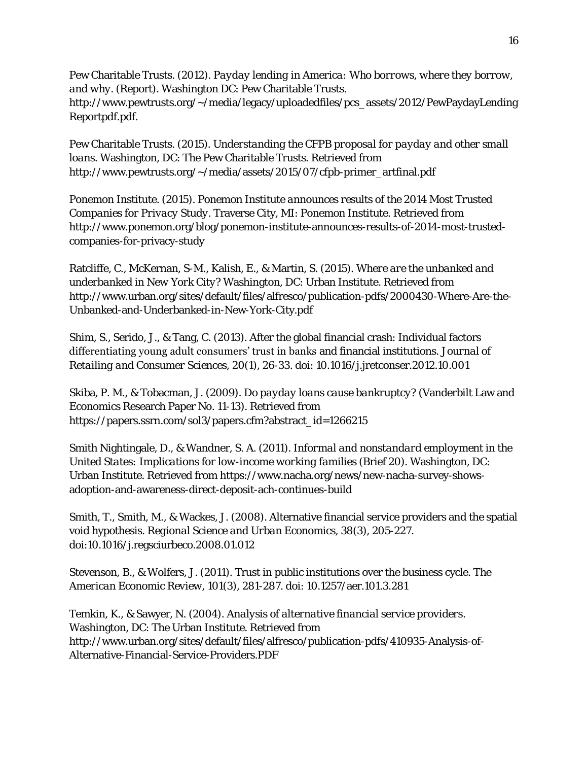Pew Charitable Trusts. (2012). *Payday lending in America: Who borrows, where they borrow, and why*. (Report). Washington DC: Pew Charitable Trusts. http://www.pewtrusts.org/~/media/legacy/uploadedfiles/pcs_assets/2012/PewPaydayLendingReportpdf.pdf.

Pew Charitable Trusts. (2015). *Understanding the CFPB proposal for payday and other small loans*. Washington, DC: The Pew Charitable Trusts. Retrieved from http://www.pewtrusts.org/~/media/assets/2015/07/cfpb-primer_artfinal.pdf

Ponemon Institute. (2015). *Ponemon Institute announces results of the 2014 Most Trusted Companies for Privacy Study*. Traverse City, MI: Ponemon Institute. Retrieved from http://www.ponemon.org/blog/ponemon-institute-announces-results-of-2014-most-trusted-companies-for-privacy-study

Ratcliffe, C., McKernan, S-M., Kalish, E., & Martin, S. (2015). *Where are the unbanked and underbanked in New York City?* Washington, DC: Urban Institute. Retrieved from http://www.urban.org/sites/default/files/alfresco/publication-pdfs/2000430-Where-Are-the-Unbanked-and-Underbanked-in-New-York-City.pdf

Shim, S., Serido, J., & Tang, C. (2013). After the global financial crash: Individual factors differentiating young adult consumers' trust in banks and financial institutions. *Journal of Retailing and Consumer Sciences, 20*(1), 26-33. doi: 10.1016/j.jretconser.2012.10.001

Skiba, P. M., & Tobacman, J. (2009). *Do payday loans cause bankruptcy?* (Vanderbilt Law and Economics Research Paper No. 11-13). Retrieved from https://papers.ssrn.com/sol3/papers.cfm?abstract_id=1266215

Smith Nightingale, D., & Wandner, S. A. (2011). *Informal and nonstandard employment in the United States: Implications for low-income working families* (Brief 20). Washington, DC: Urban Institute. Retrieved from https://www.nacha.org/news/new-nacha-survey-shows-adoption-and-awareness-direct-deposit-ach-continues-build

Smith, T., Smith, M., & Wackes, J. (2008). Alternative financial service providers and the spatial void hypothesis. *Regional Science and Urban Economics, 38*(3), 205-227. doi:10.1016/j.regsciurbeco.2008.01.012

Stevenson, B., & Wolfers, J. (2011). Trust in public institutions over the business cycle. *The American Economic Review, 101*(3), 281-287. doi: 10.1257/aer.101.3.281

Temkin, K., & Sawyer, N. (2004). *Analysis of alternative financial service providers*. Washington, DC: The Urban Institute. Retrieved from http://www.urban.org/sites/default/files/alfresco/publication-pdfs/410935-Analysis-of-Alternative-Financial-Service-Providers.PDF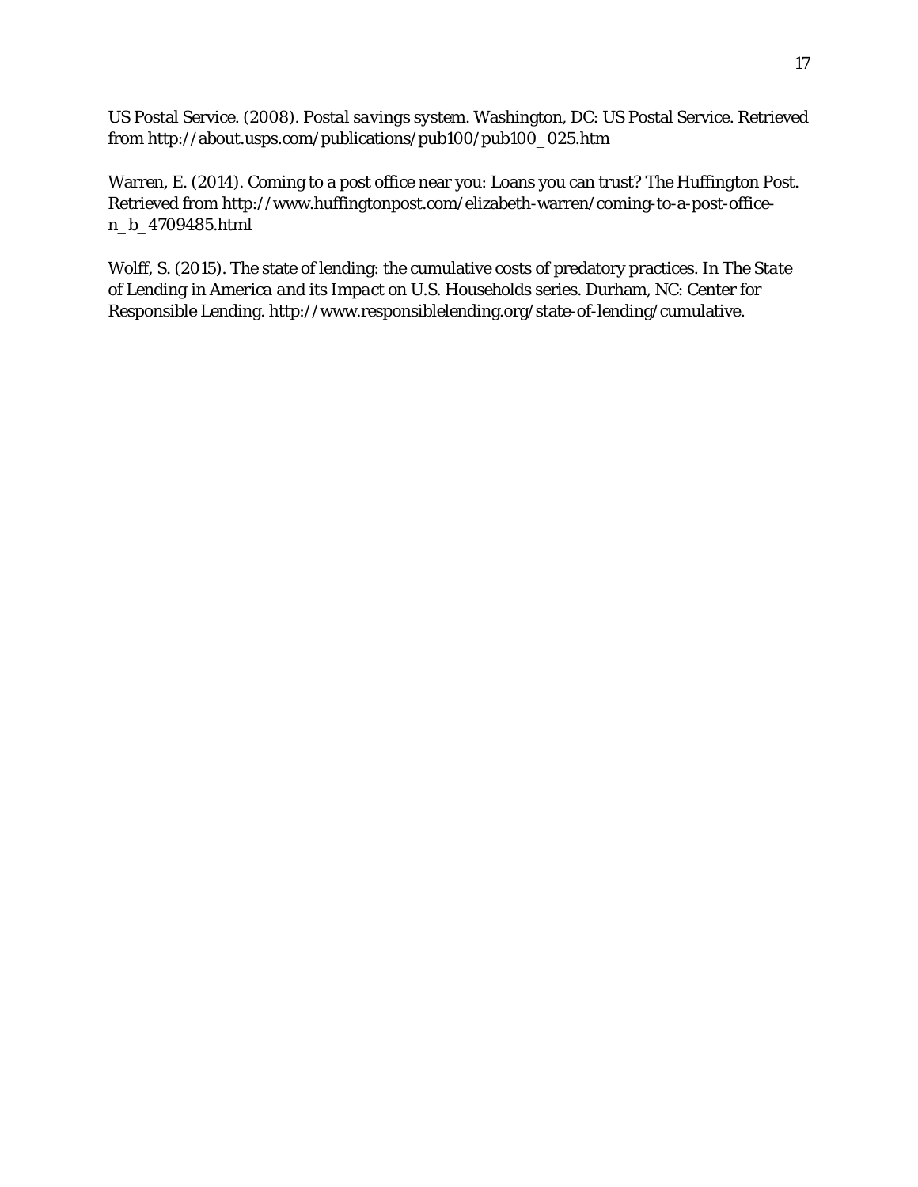US Postal Service. (2008). Postal savings system. Washington, DC: US Postal Service. Retrieved from http://about.usps.com/publications/pub100/pub100_025.htm

Warren, E. (2014). Coming to a post office near you: Loans you can trust? The Huffington Post. Retrieved from http://www.huffingtonpost.com/elizabeth-warren/coming-to-a-post-office-n_b_4709485.html

Wolff, S. (2015). The state of lending: the cumulative costs of predatory practices. In *The State of Lending in America and its Impact on U.S. Households* series. Durham, NC: Center for Responsible Lending. http://www.responsiblelending.org/state-of-lending/cumulative.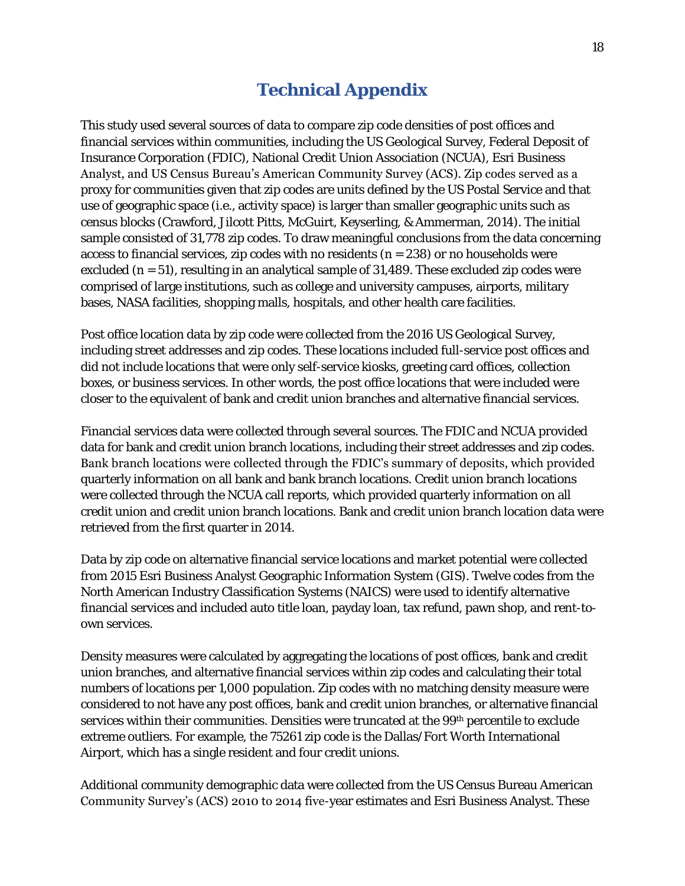# Technical Appendix

This study used several sources of data to compare zip code densities of post offices and financial services within communities, including the US Geological Survey, Federal Deposit of Insurance Corporation (FDIC), National Credit Union Association (NCUA), Esri Business Analyst, and US Census Bureau's American Community Survey (ACS). Zip codes served as a proxy for communities given that zip codes are units defined by the US Postal Service and that use of geographic space (i.e., activity space) is larger than smaller geographic units such as census blocks (Crawford, Jilcott Pitts, McGuirt, Keyserling, & Ammerman, 2014). The initial sample consisted of 31,778 zip codes. To draw meaningful conclusions from the data concerning access to financial services, zip codes with no residents ($n = 238$) or no households were excluded ($n = 51$), resulting in an analytical sample of 31,489. These excluded zip codes were comprised of large institutions, such as college and university campuses, airports, military bases, NASA facilities, shopping malls, hospitals, and other health care facilities.

Post office location data by zip code were collected from the 2016 US Geological Survey, including street addresses and zip codes. These locations included full-service post offices and did not include locations that were only self-service kiosks, greeting card offices, collection boxes, or business services. In other words, the post office locations that were included were closer to the equivalent of bank and credit union branches and alternative financial services.

Financial services data were collected through several sources. The FDIC and NCUA provided data for bank and credit union branch locations, including their street addresses and zip codes. Bank branch locations were collected through the FDIC's summary of deposits, which provided quarterly information on all bank and bank branch locations. Credit union branch locations were collected through the NCUA call reports, which provided quarterly information on all credit union and credit union branch locations. Bank and credit union branch location data were retrieved from the first quarter in 2014.

Data by zip code on alternative financial service locations and market potential were collected from 2015 Esri Business Analyst Geographic Information System (GIS). Twelve codes from the North American Industry Classification Systems (NAICS) were used to identify alternative financial services and included auto title loan, payday loan, tax refund, pawn shop, and rent-to-own services.

Density measures were calculated by aggregating the locations of post offices, bank and credit union branches, and alternative financial services within zip codes and calculating their total numbers of locations per 1,000 population. Zip codes with no matching density measure were considered to not have any post offices, bank and credit union branches, or alternative financial services within their communities. Densities were truncated at the 99th percentile to exclude extreme outliers. For example, the 75261 zip code is the Dallas/Fort Worth International Airport, which has a single resident and four credit unions.

Additional community demographic data were collected from the US Census Bureau American Community Survey's (ACS) 2010 to 2014 five-year estimates and Esri Business Analyst. These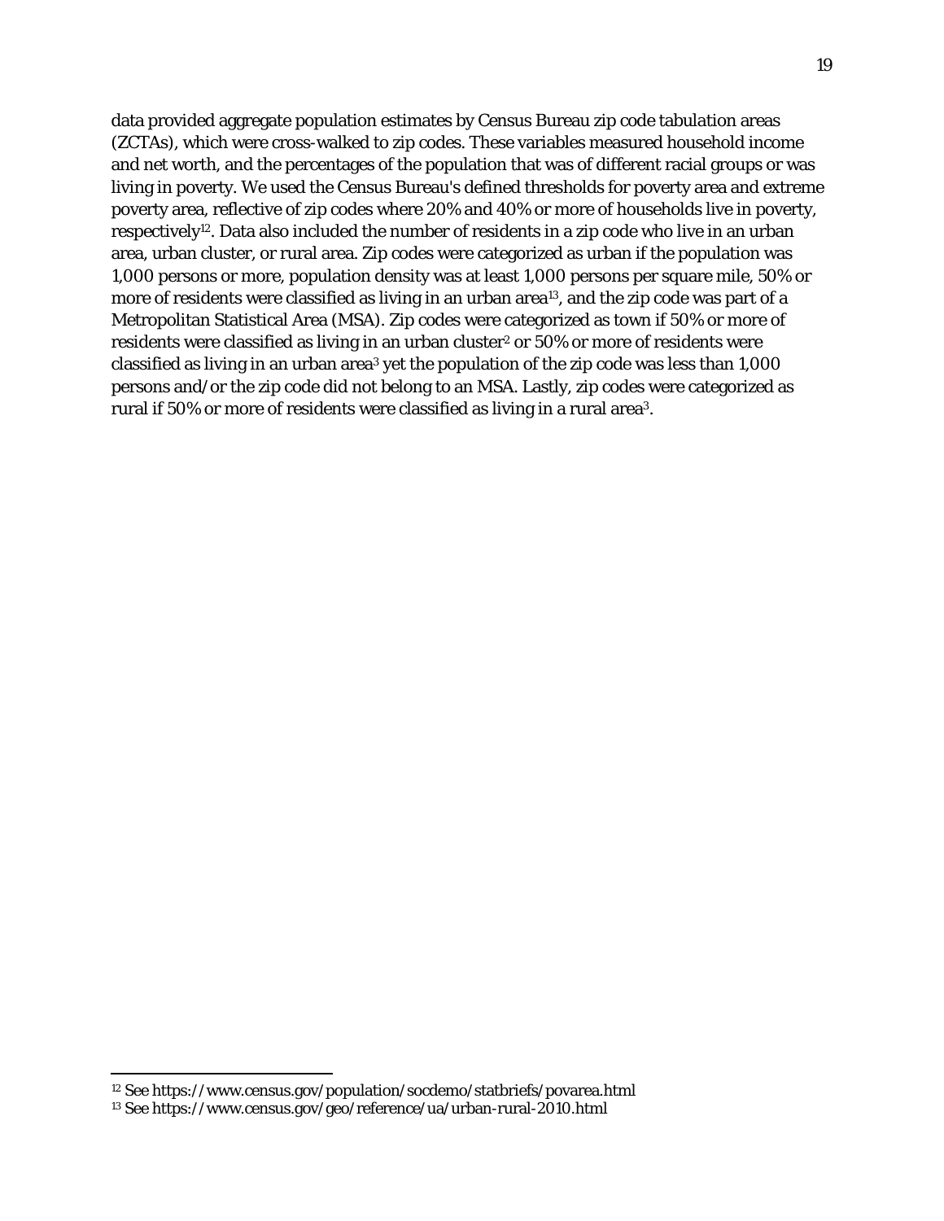data provided aggregate population estimates by Census Bureau zip code tabulation areas (ZCTAs), which were cross-walked to zip codes. These variables measured household income and net worth, and the percentages of the population that was of different racial groups or was living in poverty. We used the Census Bureau's defined thresholds for poverty area and extreme poverty area, reflective of zip codes where 20% and 40% or more of households live in poverty, respectively[12]. Data also included the number of residents in a zip code who live in an urban area, urban cluster, or rural area. Zip codes were categorized as urban if the population was 1,000 persons or more, population density was at least 1,000 persons per square mile, 50% or more of residents were classified as living in an urban area[13], and the zip code was part of a Metropolitan Statistical Area (MSA). Zip codes were categorized as town if 50% or more of residents were classified as living in an urban cluster[2] or 50% or more of residents were classified as living in an urban area[3] yet the population of the zip code was less than 1,000 persons and/or the zip code did not belong to an MSA. Lastly, zip codes were categorized as rural if 50% or more of residents were classified as living in a rural area[3].

[12] See https://www.census.gov/population/socdemo/statbriefs/povarea.html

[13] See https://www.census.gov/geo/reference/ua/urban-rural-2010.html